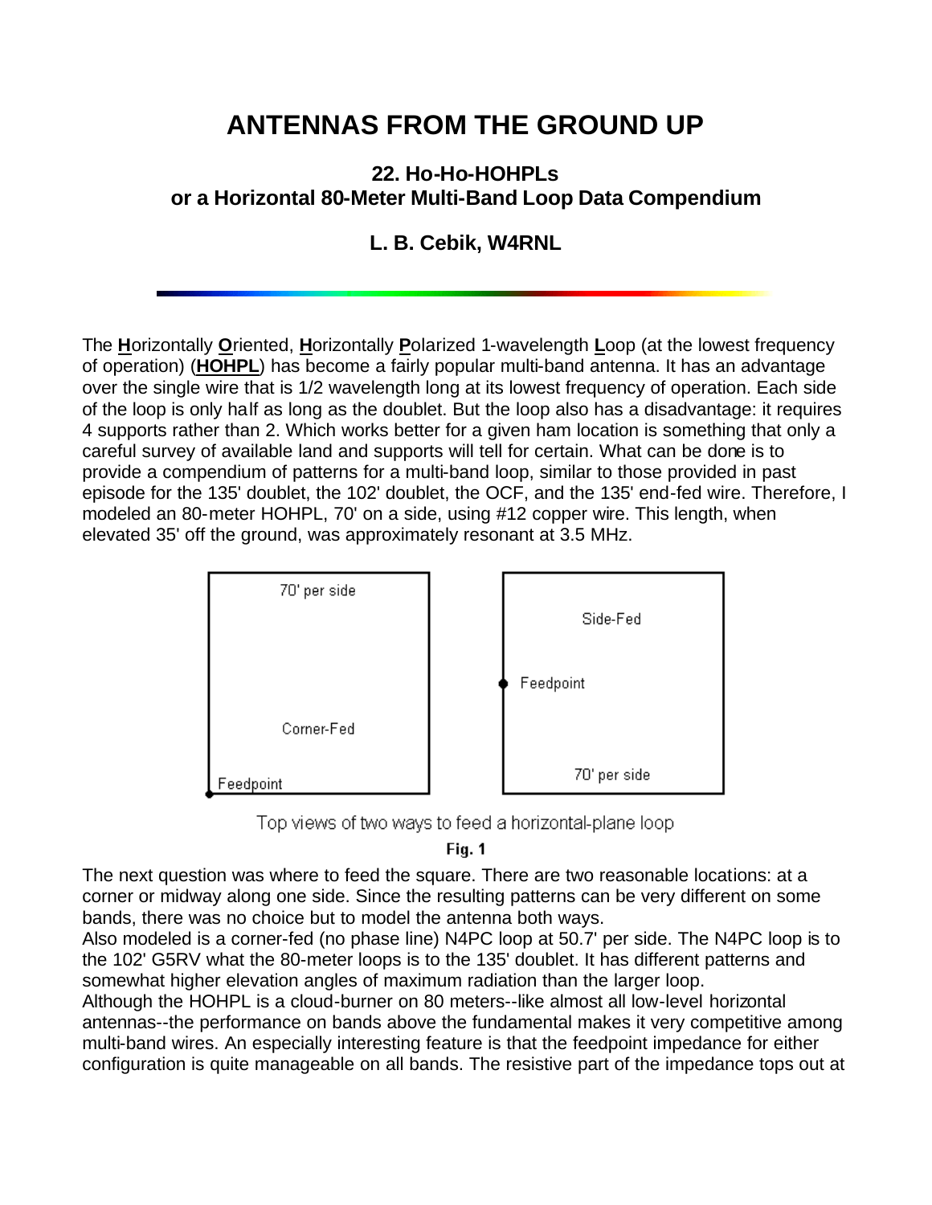# ANTENNAS FROM THE GROUND UP

## 22. Ho-Ho-HOHPLs or a Horizontal 80-Meter Multi-Band Loop Data Compendium

### L. B. Cebik, W4RNL

The **H**orizontally **O**riented, **H**orizontally **P**olarized 1-wavelength **L**oop (at the lowest frequency of operation) (**HOHPL**) has become a fairly popular multi-band antenna. It has an advantage over the single wire that is 1/2 wavelength long at its lowest frequency of operation. Each side of the loop is only half as long as the doublet. But the loop also has a disadvantage: it requires 4 supports rather than 2. Which works better for a given ham location is something that only a careful survey of available land and supports will tell for certain. What can be done is to provide a compendium of patterns for a multi-band loop, similar to those provided in past episode for the 135' doublet, the 102' doublet, the OCF, and the 135' end-fed wire. Therefore, I modeled an 80-meter HOHPL, 70' on a side, using #12 copper wire. This length, when elevated 35' off the ground, was approximately resonant at 3.5 MHz.

70' per side

Corner-Fed

Feedpoint

Side-Fed

Feedpoint

70' per side

Top views of two ways to feed a horizontal-plane loop

**Fig. 1**

The next question was where to feed the square. There are two reasonable locations: at a corner or midway along one side. Since the resulting patterns can be very different on some bands, there was no choice but to model the antenna both ways.

Also modeled is a corner-fed (no phase line) N4PC loop at 50.7' per side. The N4PC loop is to the 102' G5RV what the 80-meter loops is to the 135' doublet. It has different patterns and somewhat higher elevation angles of maximum radiation than the larger loop.

Although the HOHPL is a cloud-burner on 80 meters--like almost all low-level horizontal antennas--the performance on bands above the fundamental makes it very competitive among multi-band wires. An especially interesting feature is that the feedpoint impedance for either configuration is quite manageable on all bands. The resistive part of the impedance tops out at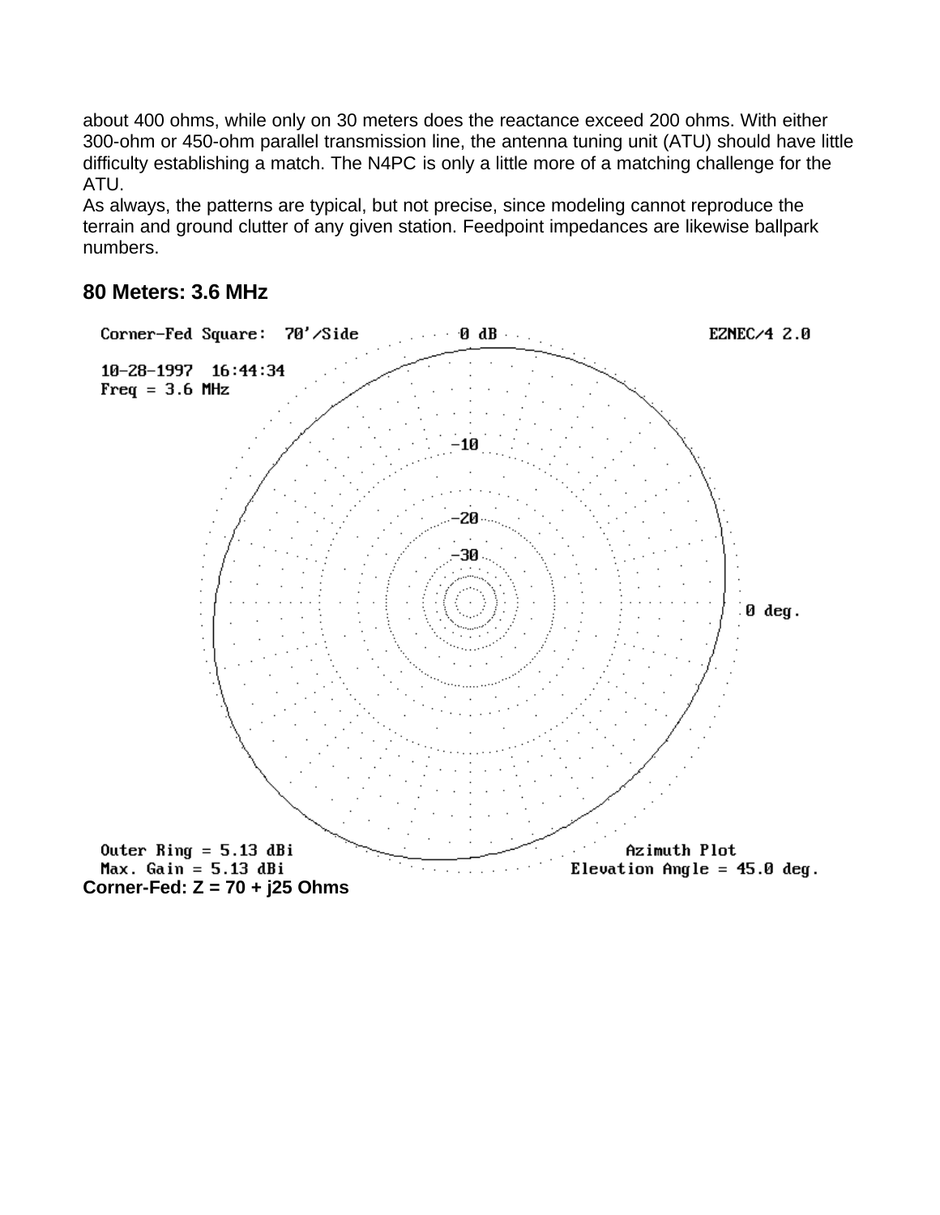about 400 ohms, while only on 30 meters does the reactance exceed 200 ohms. With either 300-ohm or 450-ohm parallel transmission line, the antenna tuning unit (ATU) should have little difficulty establishing a match. The N4PC is only a little more of a matching challenge for the ATU.

As always, the patterns are typical, but not precise, since modeling cannot reproduce the terrain and ground clutter of any given station. Feedpoint impedances are likewise ballpark numbers.

### 80 Meters: 3.6 MHz

Corner-Fed Square: 70'/Side

EZNEC/4 2.0

10-28-1997 16:44:34

Freq = 3.6 MHz

Outer Ring = 5.13 dBi

Max. Gain = 5.13 dBi

Azimuth Plot

Elevation Angle = 45.0 deg.

**Corner-Fed: Z = 70 + j25 Ohms**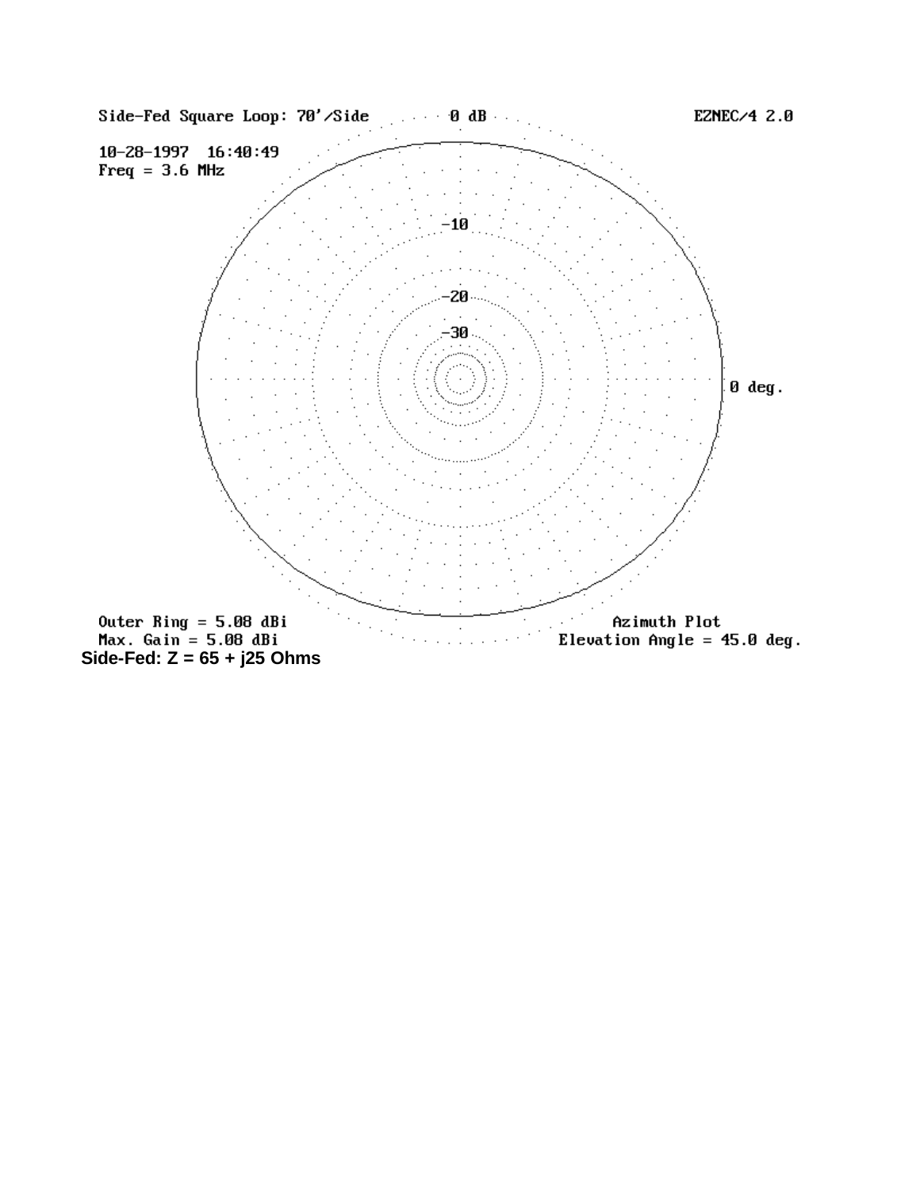Side-Fed Square Loop: 70'/Side

0 dB

EZNEC/4 2.0

10-28-1997 16:40:49

Freq = 3.6 MHz

-10

-20

-30

0 deg.

Outer Ring = 5.08 dBi

Max. Gain = 5.08 dBi

**Side-Fed: Z = 65 + j25 Ohms**

Azimuth Plot

Elevation Angle = 45.0 deg.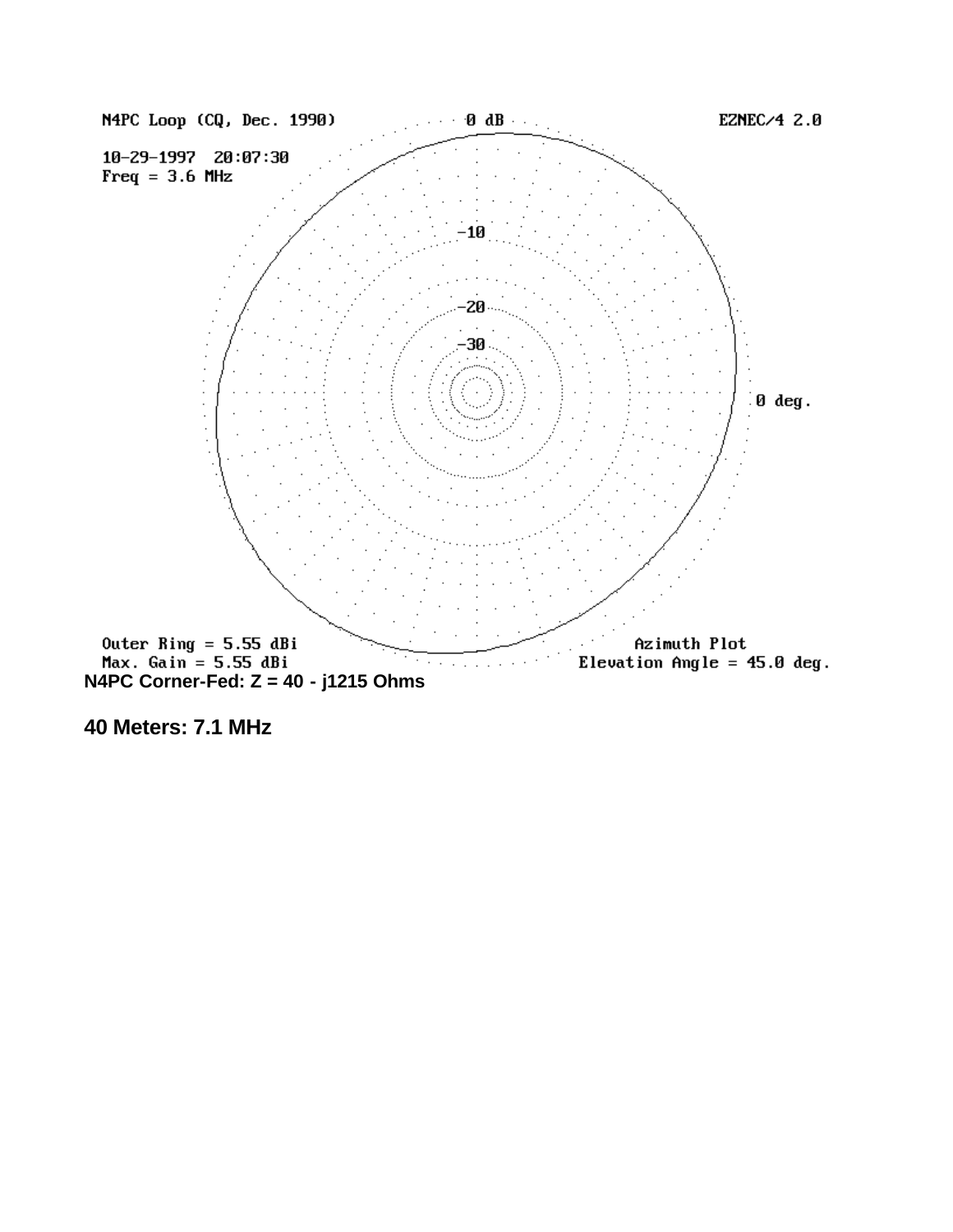N4PC Loop (CQ, Dec. 1990)

10-29-1997 20:07:30

Freq = 3.6 MHz

0 dB

EZNEC/4 2.0

-10

-20

-30

0 deg.

Outer Ring = 5.55 dBi

Max. Gain = 5.55 dBi

Azimuth Plot

Elevation Angle = 45.0 deg.

**N4PC Corner-Fed: Z = 40 - j1215 Ohms**

**40 Meters: 7.1 MHz**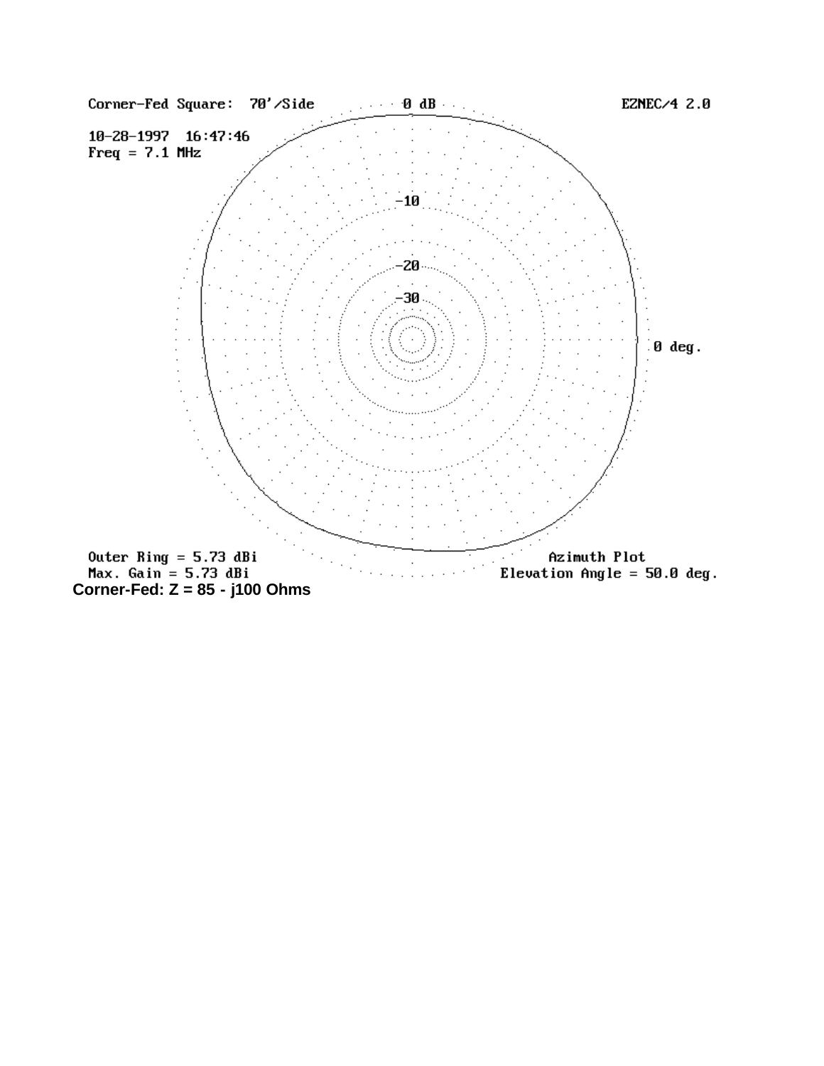Corner-Fed Square: 70'/Side

EZNEC/4 2.0

10-28-1997 16:47:46

Freq = 7.1 MHz

0 dB

-10

-20

-30

0 deg.

Outer Ring = 5.73 dBi

Max. Gain = 5.73 dBi

Azimuth Plot

Elevation Angle = 50.0 deg.

**Corner-Fed: Z = 85 - j100 Ohms**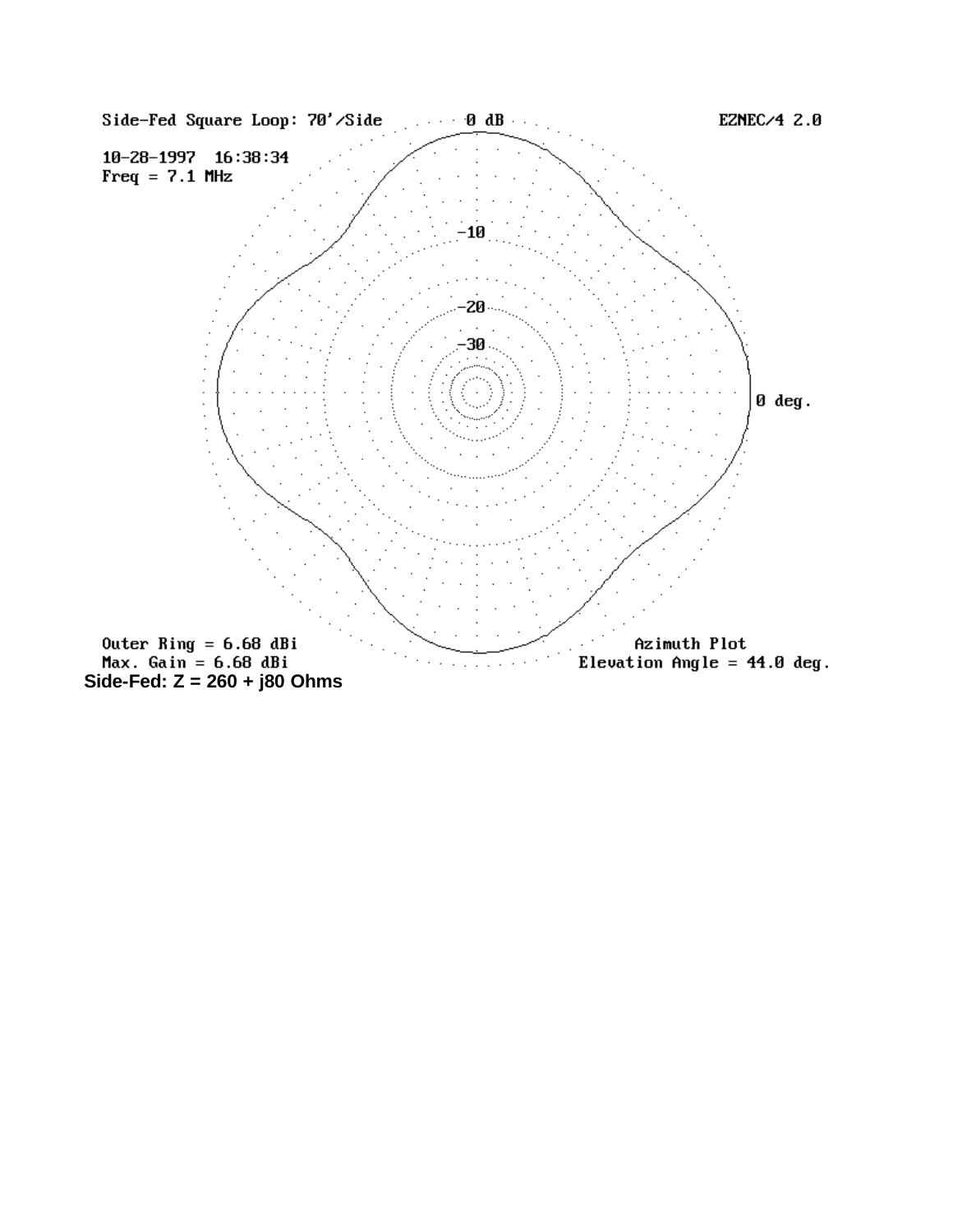Side-Fed Square Loop: 70'/Side

10-28-1997 16:38:34

Freq = 7.1 MHz

EZNEC/4 2.0

0 dB

-10

-20

-30

0 deg.

Outer Ring = 6.68 dBi

Max. Gain = 6.68 dBi

**Side-Fed: Z = 260 + j80 Ohms**

Azimuth Plot

Elevation Angle = 44.0 deg.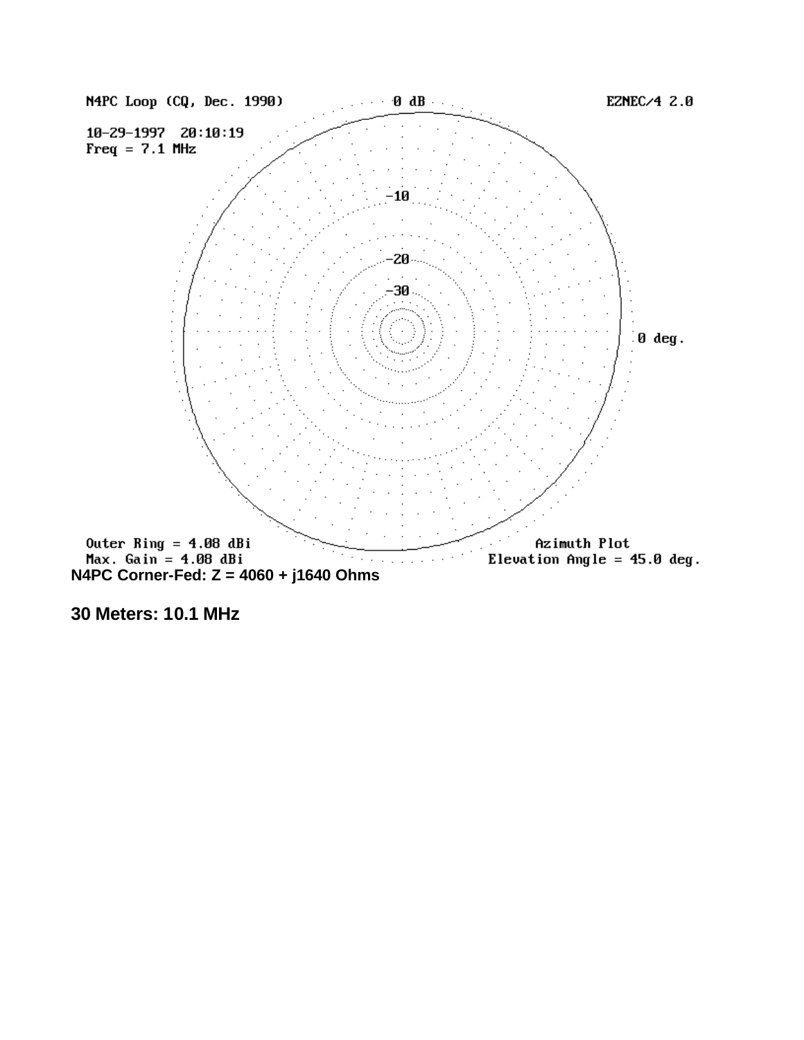N4PC Loop (CQ, Dec. 1990)

0 dB

EZNEC/4 2.0

10-29-1997 20:10:19
Freq = 7.1 MHz

-10

-20

-30

0 deg.

Outer Ring = 4.08 dBi
Max. Gain = 4.08 dBi

Azimuth Plot
Elevation Angle = 45.0 deg.

**N4PC Corner-Fed: Z = 4060 + j1640 Ohms**

**30 Meters: 10.1 MHz**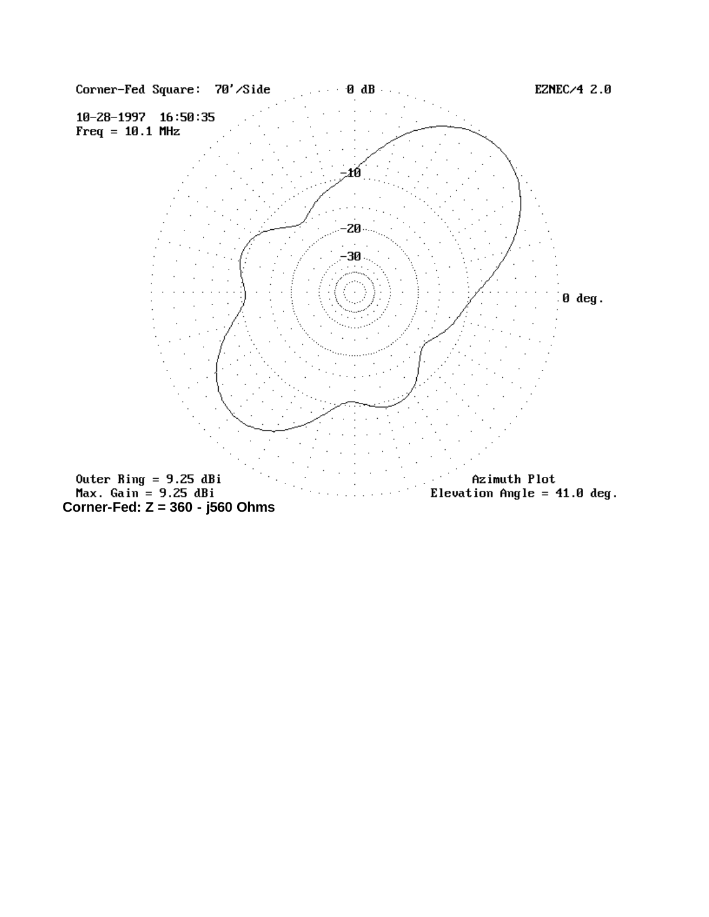Corner-Fed Square: 70'/Side

EZNEC/4 2.0

10-28-1997 16:50:35

Freq = 10.1 MHz

0 dB

-10

-20

-30

0 deg.

Outer Ring = 9.25 dBi

Max. Gain = 9.25 dBi

Azimuth Plot

Elevation Angle = 41.0 deg.

**Corner-Fed: Z = 360 - j560 Ohms**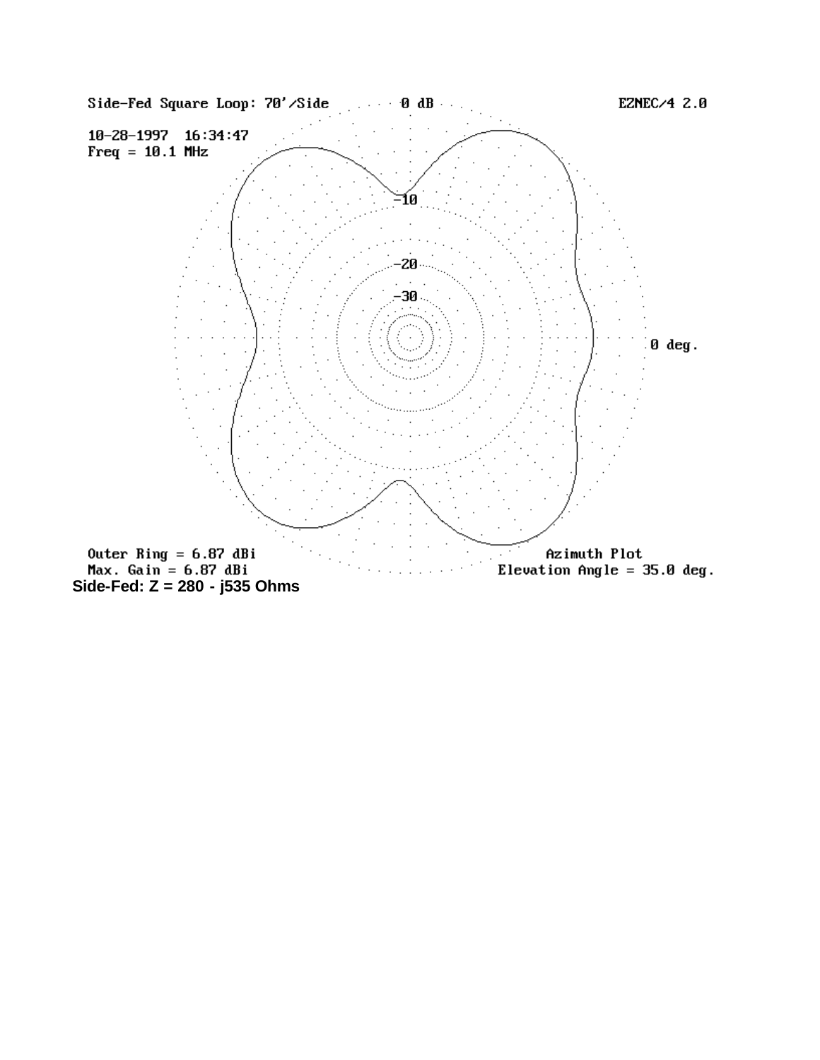Side-Fed Square Loop: 70'/Side

EZNEC/4 2.0

10-28-1997 16:34:47

Freq = 10.1 MHz

0 dB

-10

-20

-30

0 deg.

Outer Ring = 6.87 dBi

Max. Gain = 6.87 dBi

Azimuth Plot

Elevation Angle = 35.0 deg.

**Side-Fed: Z = 280 - j535 Ohms**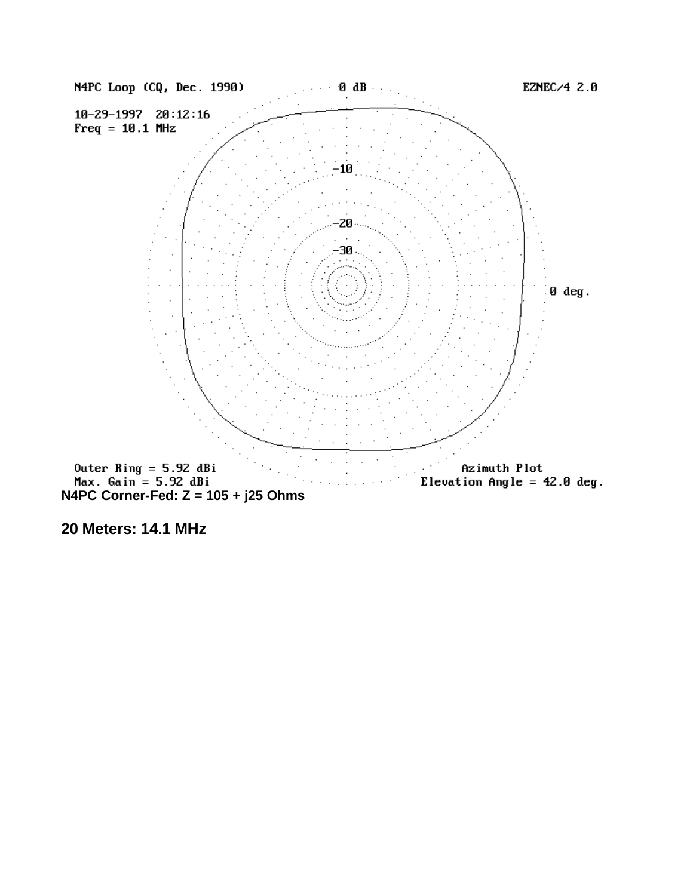N4PC Loop (CQ, Dec. 1990)

0 dB

EZNEC/4 2.0

10-29-1997 20:12:16

Freq = 10.1 MHz

-10

-20

-30

0 deg.

Outer Ring = 5.92 dBi

Max. Gain = 5.92 dBi

Azimuth Plot

Elevation Angle = 42.0 deg.

**N4PC Corner-Fed: Z = 105 + j25 Ohms**

**20 Meters: 14.1 MHz**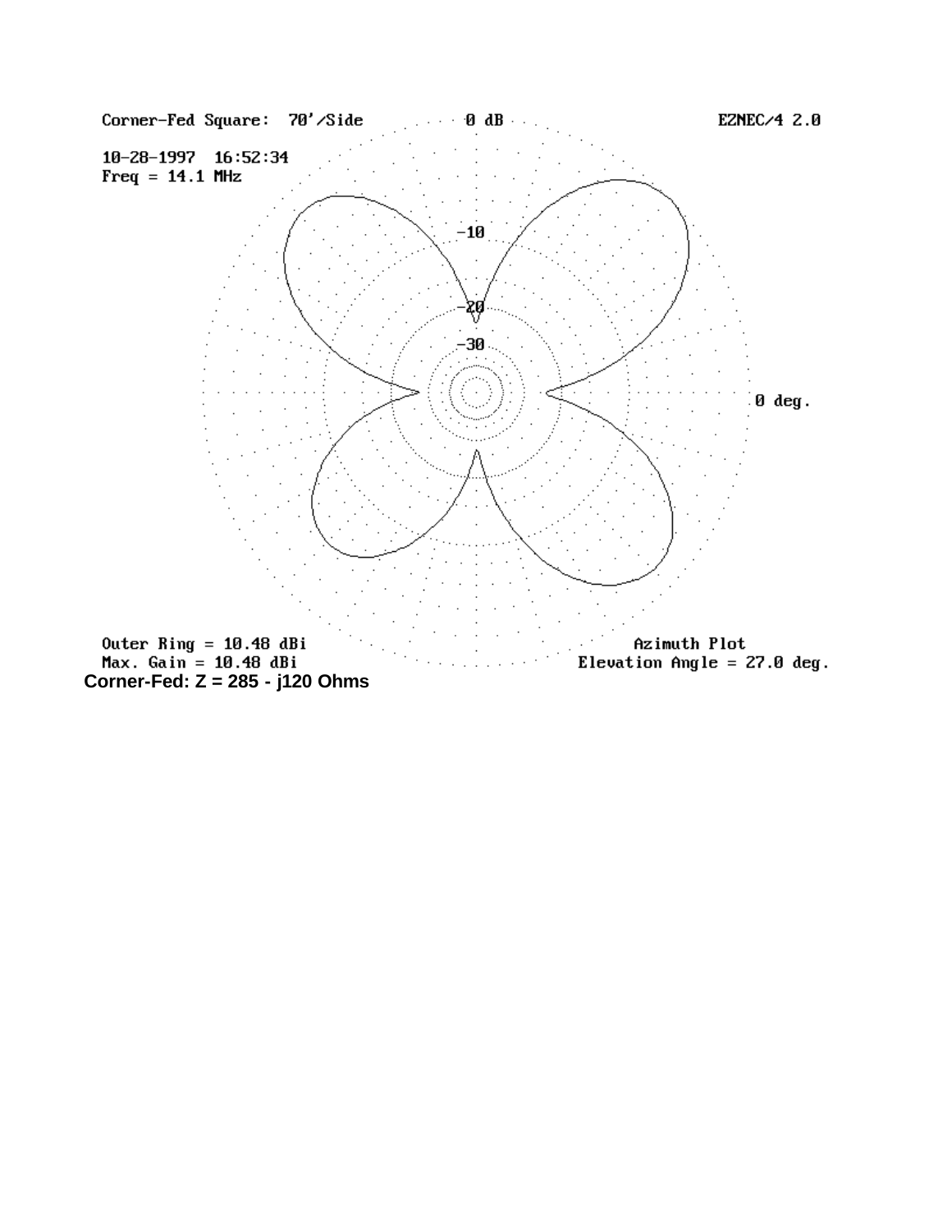Corner-Fed Square: 70'/Side

EZNEC/4 2.0

10-28-1997 16:52:34

Freq = 14.1 MHz

Outer Ring = 10.48 dBi

Max. Gain = 10.48 dBi

Azimuth Plot

Elevation Angle = 27.0 deg.

**Corner-Fed: Z = 285 - j120 Ohms**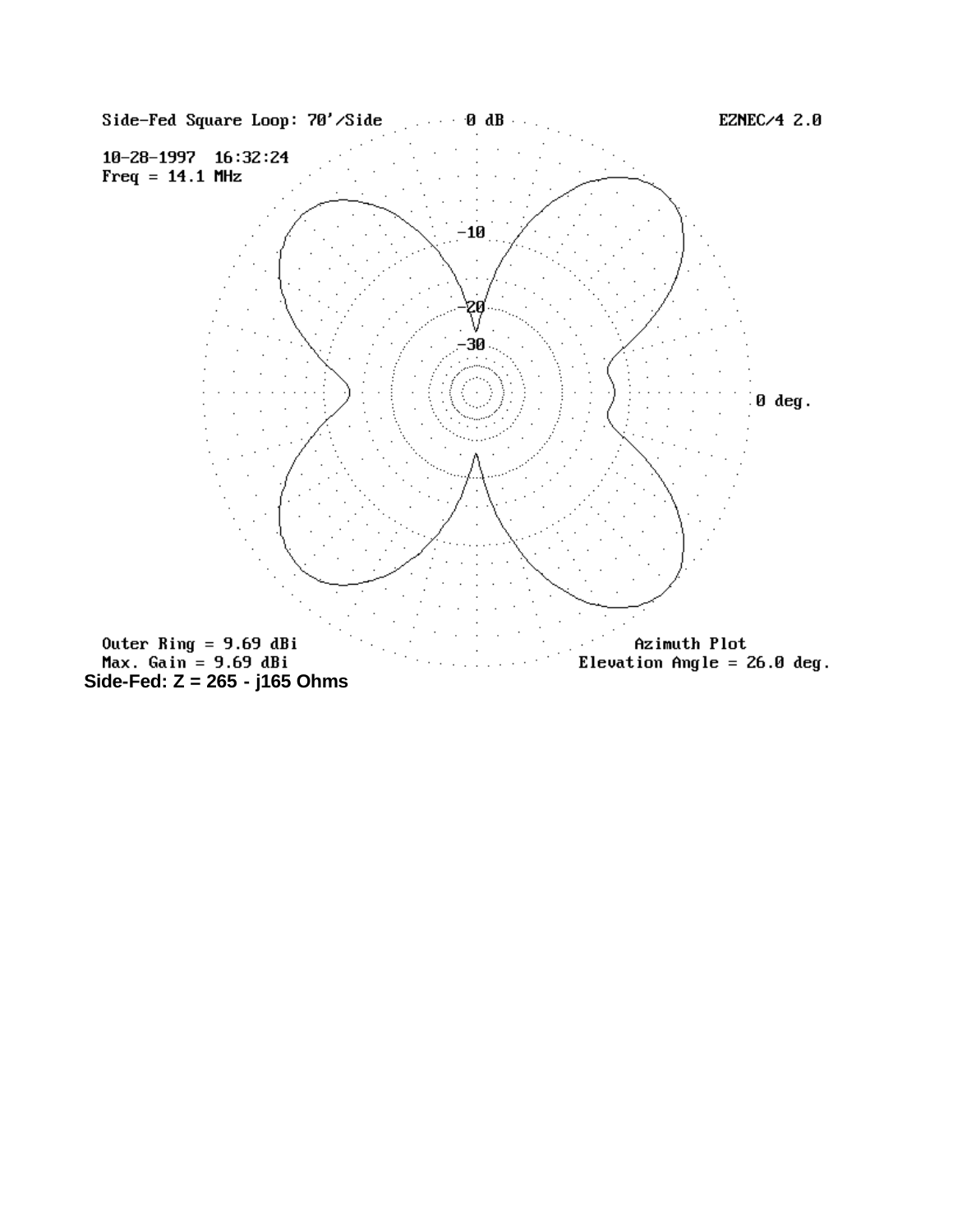Side-Fed Square Loop: 70'/Side

EZNEC/4 2.0

10-28-1997 16:32:24
Freq = 14.1 MHz

0 dB

-10

-20

-30

0 deg.

Outer Ring = 9.69 dBi
Max. Gain = 9.69 dBi

Azimuth Plot
Elevation Angle = 26.0 deg.

**Side-Fed: Z = 265 - j165 Ohms**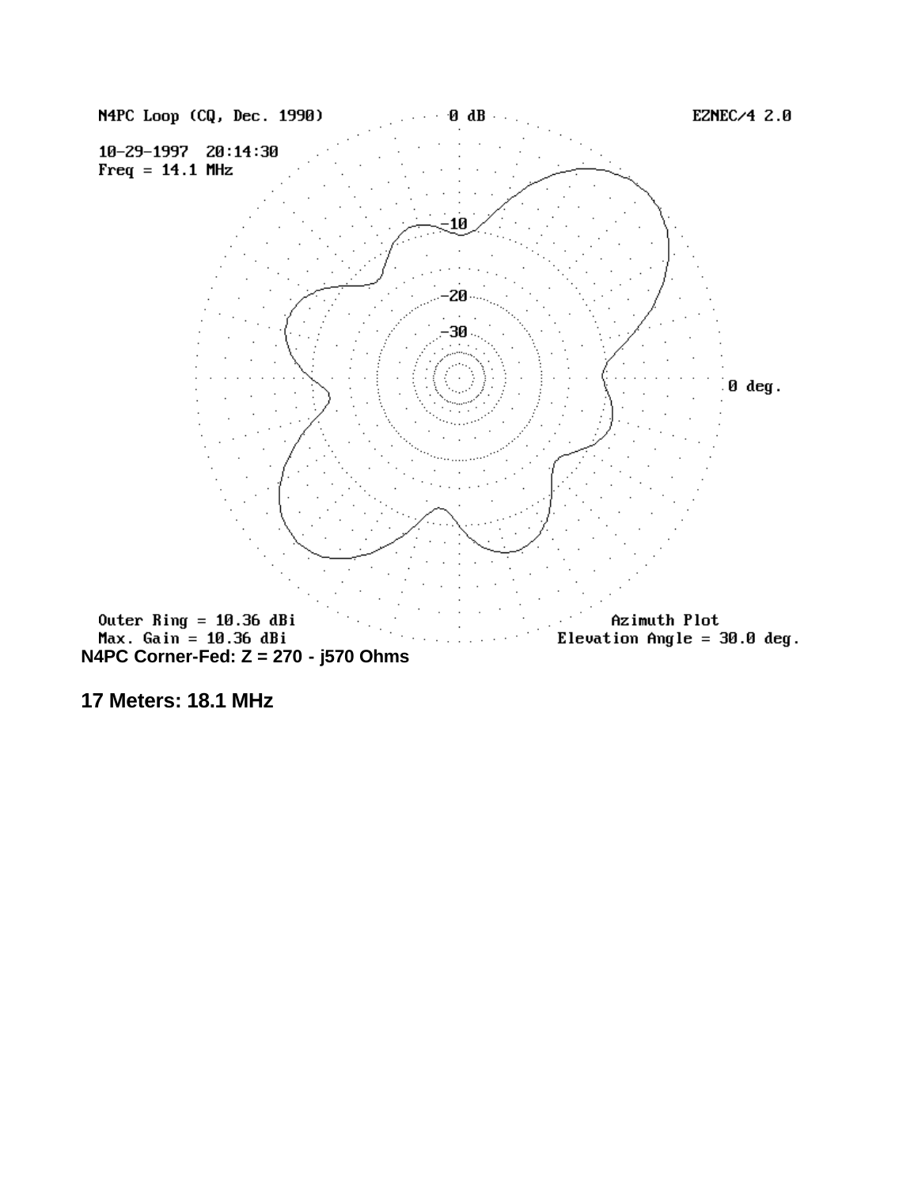N4PC Loop (CQ, Dec. 1990)

0 dB

EZNEC/4 2.0

10-29-1997 20:14:30

Freq = 14.1 MHz

-10

-20

-30

0 deg.

Outer Ring = 10.36 dBi

Max. Gain = 10.36 dBi

Azimuth Plot

Elevation Angle = 30.0 deg.

**N4PC Corner-Fed: Z = 270 - j570 Ohms**

**17 Meters: 18.1 MHz**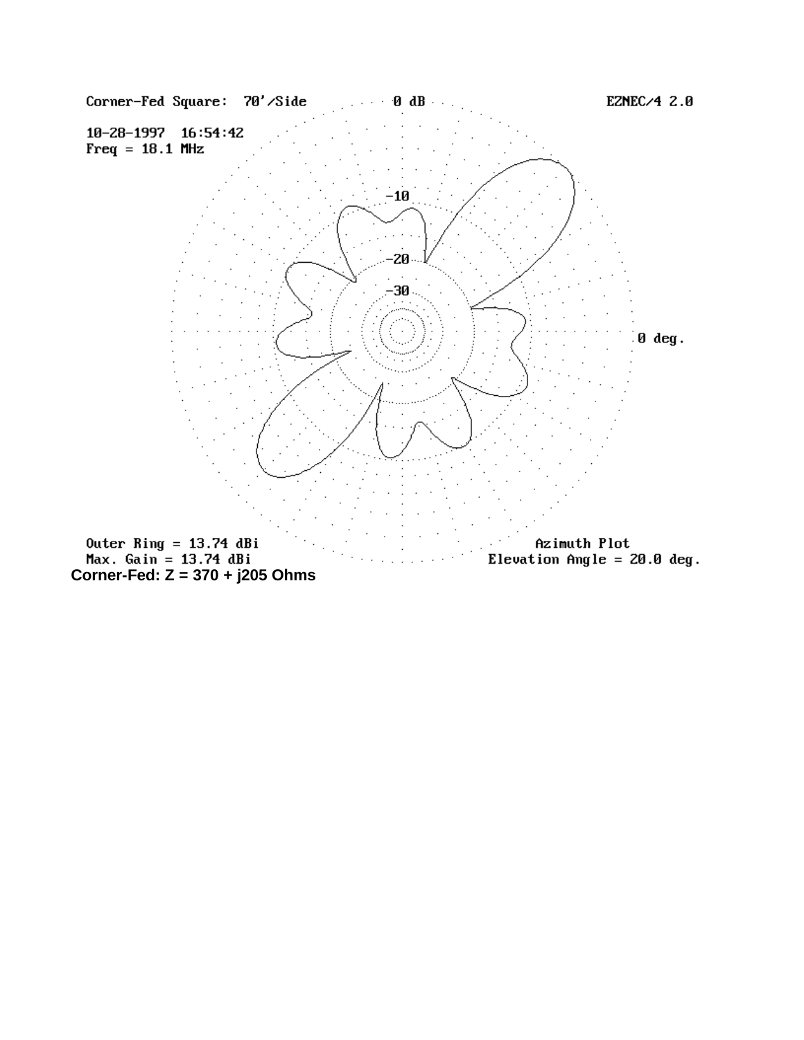Corner-Fed Square: 70'/Side

EZNEC/4 2.0

10-28-1997 16:54:42

Freq = 18.1 MHz

0 dB

-10

-20

-30

0 deg.

Outer Ring = 13.74 dBi

Max. Gain = 13.74 dBi

Azimuth Plot

Elevation Angle = 20.0 deg.

**Corner-Fed: Z = 370 + j205 Ohms**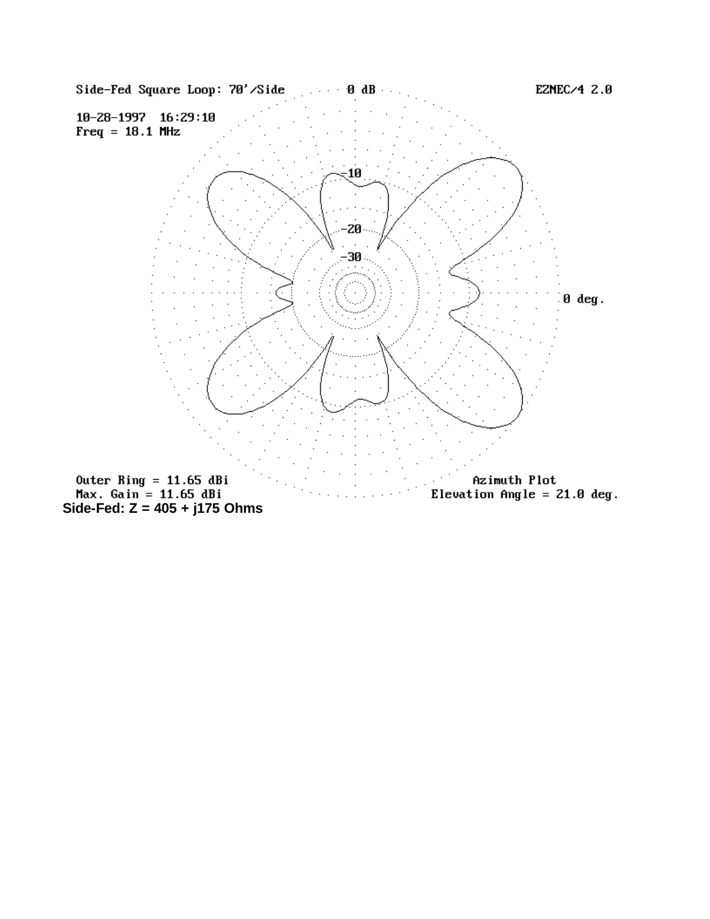Side-Fed Square Loop: 70'/Side

0 dB

EZNEC/4 2.0

10-28-1997 16:29:10
Freq = 18.1 MHz

-10

-20

-30

0 deg.

Outer Ring = 11.65 dBi
Max. Gain = 11.65 dBi

Azimuth Plot
Elevation Angle = 21.0 deg.

**Side-Fed: Z = 405 + j175 Ohms**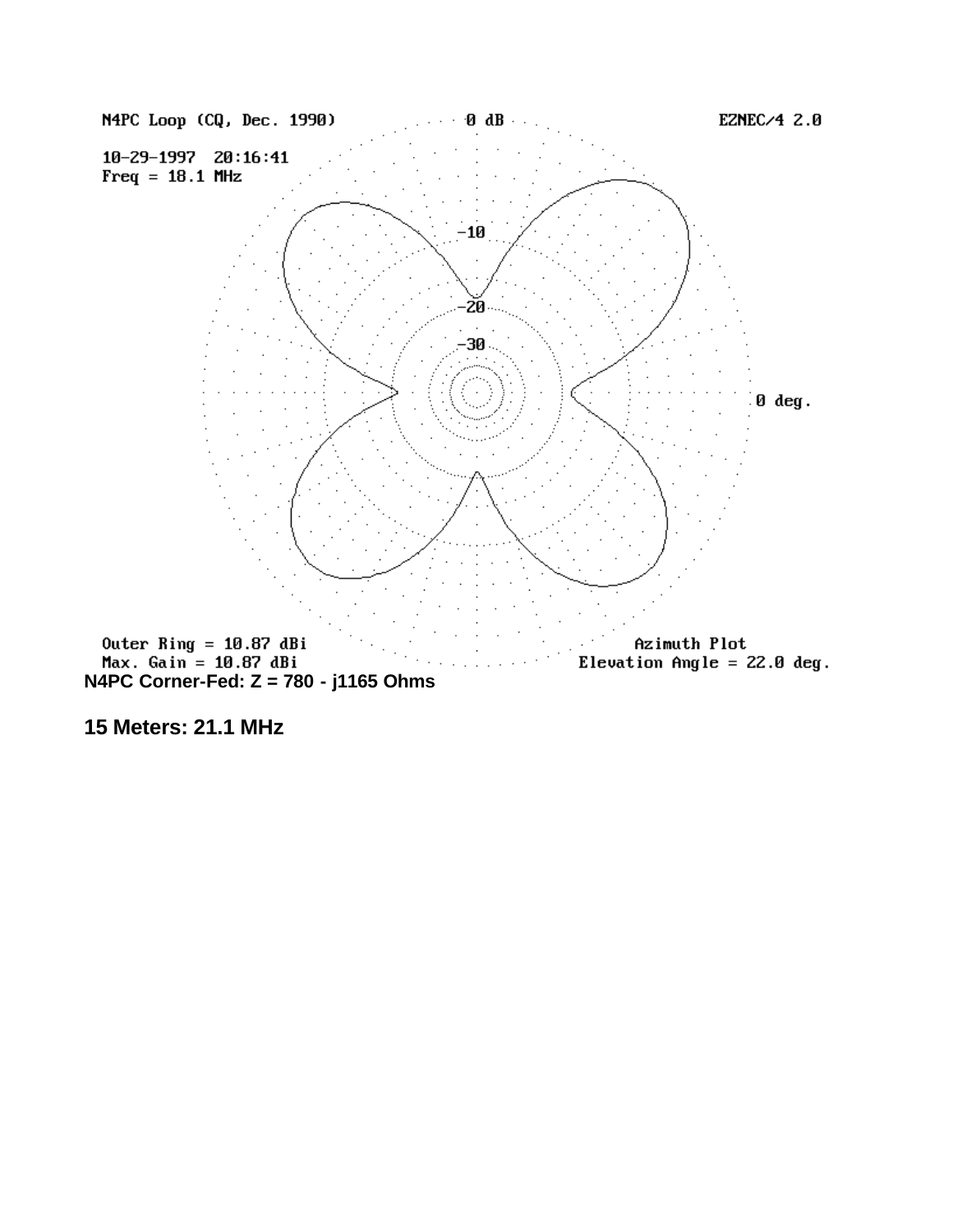N4PC Loop (CQ, Dec. 1990)

10-29-1997 20:16:41

Freq = 18.1 MHz

EZNEC/4 2.0

0 dB

-10

-20

-30

0 deg.

Outer Ring = 10.87 dBi

Max. Gain = 10.87 dBi

Azimuth Plot

Elevation Angle = 22.0 deg.

**N4PC Corner-Fed: Z = 780 - j1165 Ohms**

**15 Meters: 21.1 MHz**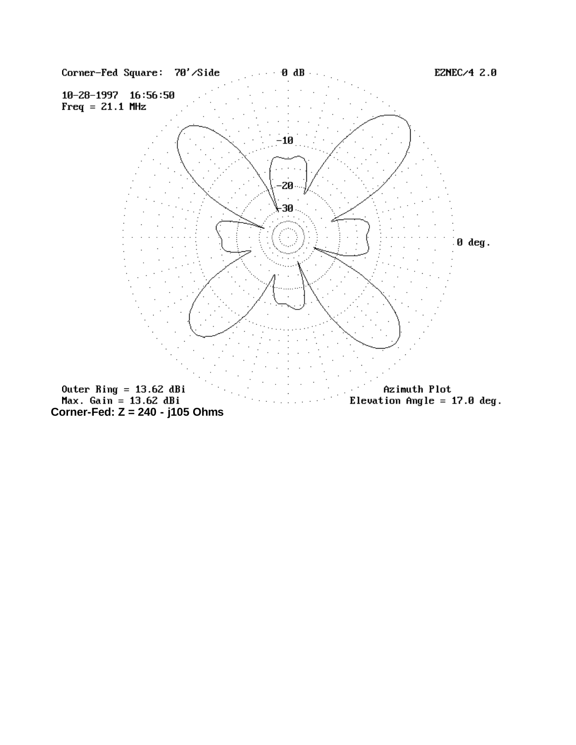Corner-Fed Square: 70'/Side

0 dB

EZNEC/4 2.0

10-28-1997 16:56:50

Freq = 21.1 MHz

-10

-20

-30

0 deg.

Outer Ring = 13.62 dBi

Max. Gain = 13.62 dBi

Azimuth Plot

Elevation Angle = 17.0 deg.

**Corner-Fed: Z = 240 - j105 Ohms**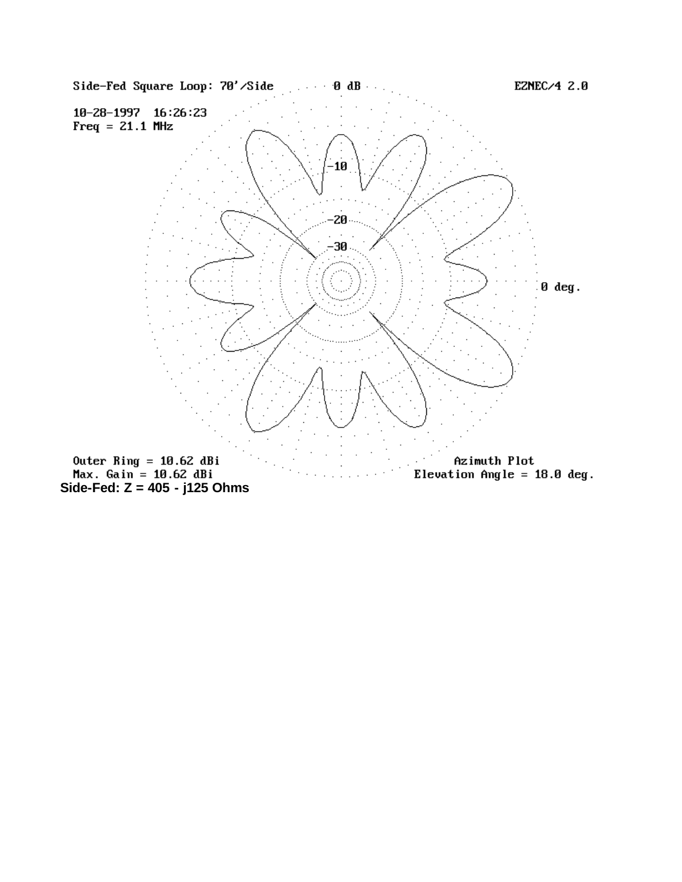Side-Fed Square Loop: 70'/Side

10-28-1997 16:26:23

Freq = 21.1 MHz

EZNEC/4 2.0

0 dB

-10

-20

-30

0 deg.

Outer Ring = 10.62 dBi

Max. Gain = 10.62 dBi

Azimuth Plot

Elevation Angle = 18.0 deg.

**Side-Fed: Z = 405 - j125 Ohms**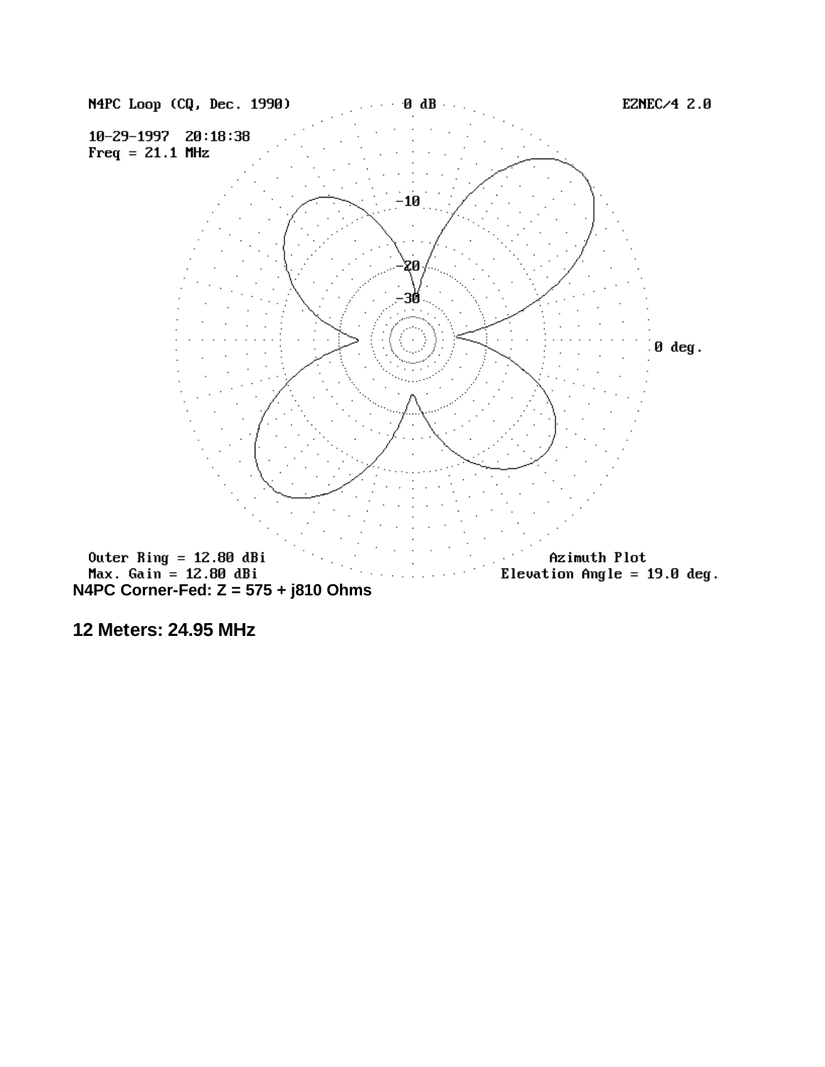N4PC Loop (CQ, Dec. 1990)

10-29-1997 20:18:38
Freq = 21.1 MHz

EZNEC/4 2.0

0 dB

-10

-20

-30

0 deg.

Outer Ring = 12.80 dBi
Max. Gain = 12.80 dBi

Azimuth Plot
Elevation Angle = 19.0 deg.

**N4PC Corner-Fed: Z = 575 + j810 Ohms**

**12 Meters: 24.95 MHz**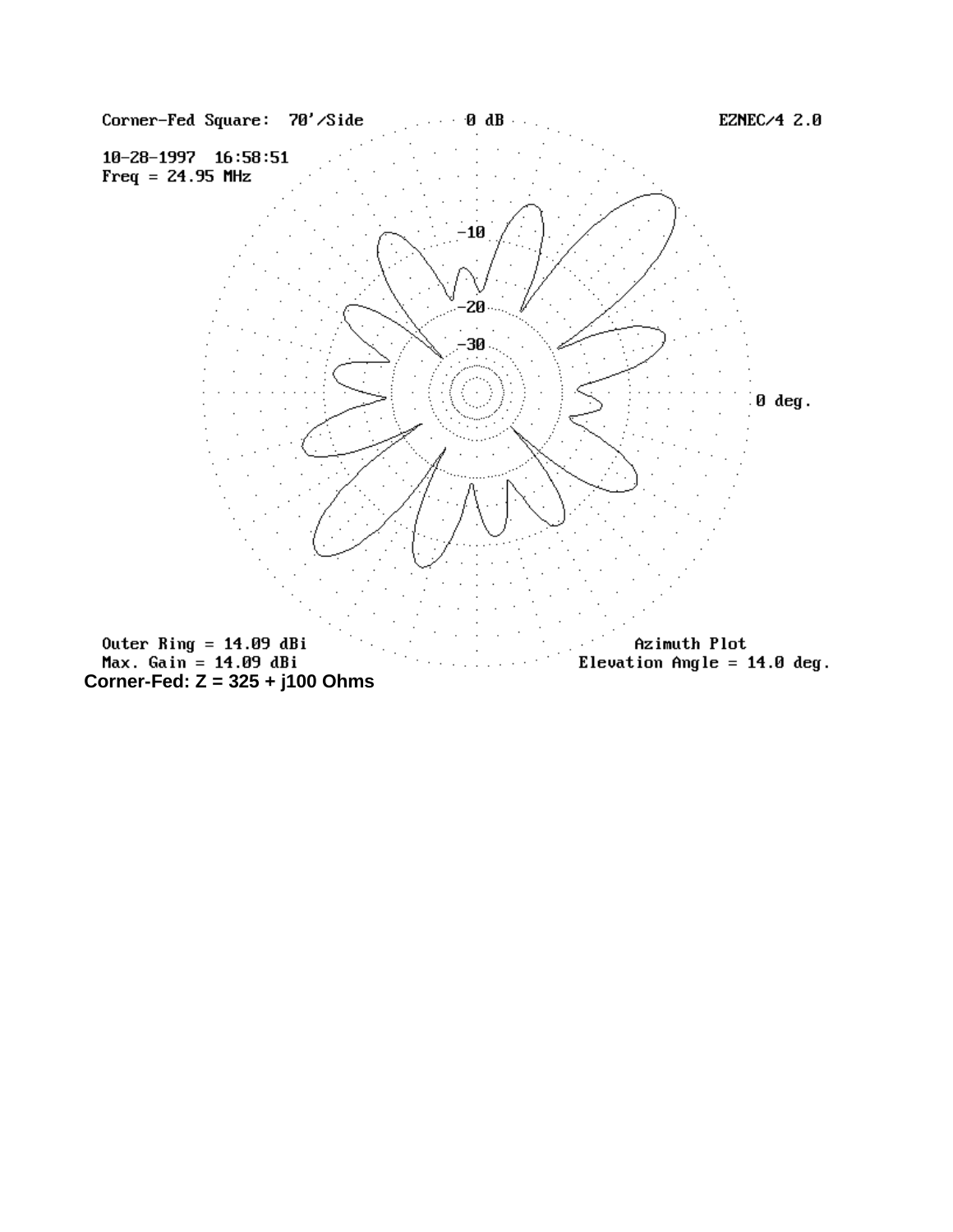Corner-Fed Square: 70'/Side

0 dB

EZNEC/4 2.0

10-28-1997 16:58:51

Freq = 24.95 MHz

-10

-20

-30

0 deg.

Outer Ring = 14.09 dBi

Max. Gain = 14.09 dBi

Azimuth Plot

Elevation Angle = 14.0 deg.

**Corner-Fed: Z = 325 + j100 Ohms**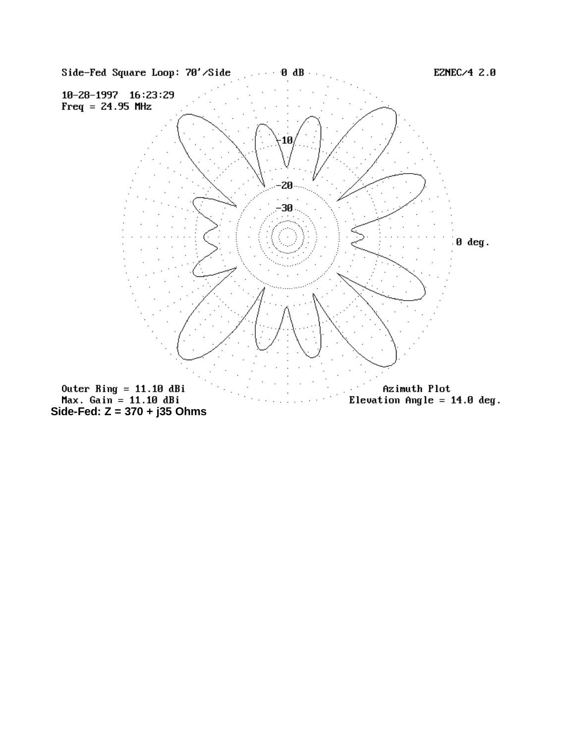Side-Fed Square Loop: 70'/Side

0 dB

EZNEC/4 2.0

10-28-1997 16:23:29

Freq = 24.95 MHz

-10

-20

-30

0 deg.

Outer Ring = 11.10 dBi

Max. Gain = 11.10 dBi

Azimuth Plot

Elevation Angle = 14.0 deg.

**Side-Fed: Z = 370 + j35 Ohms**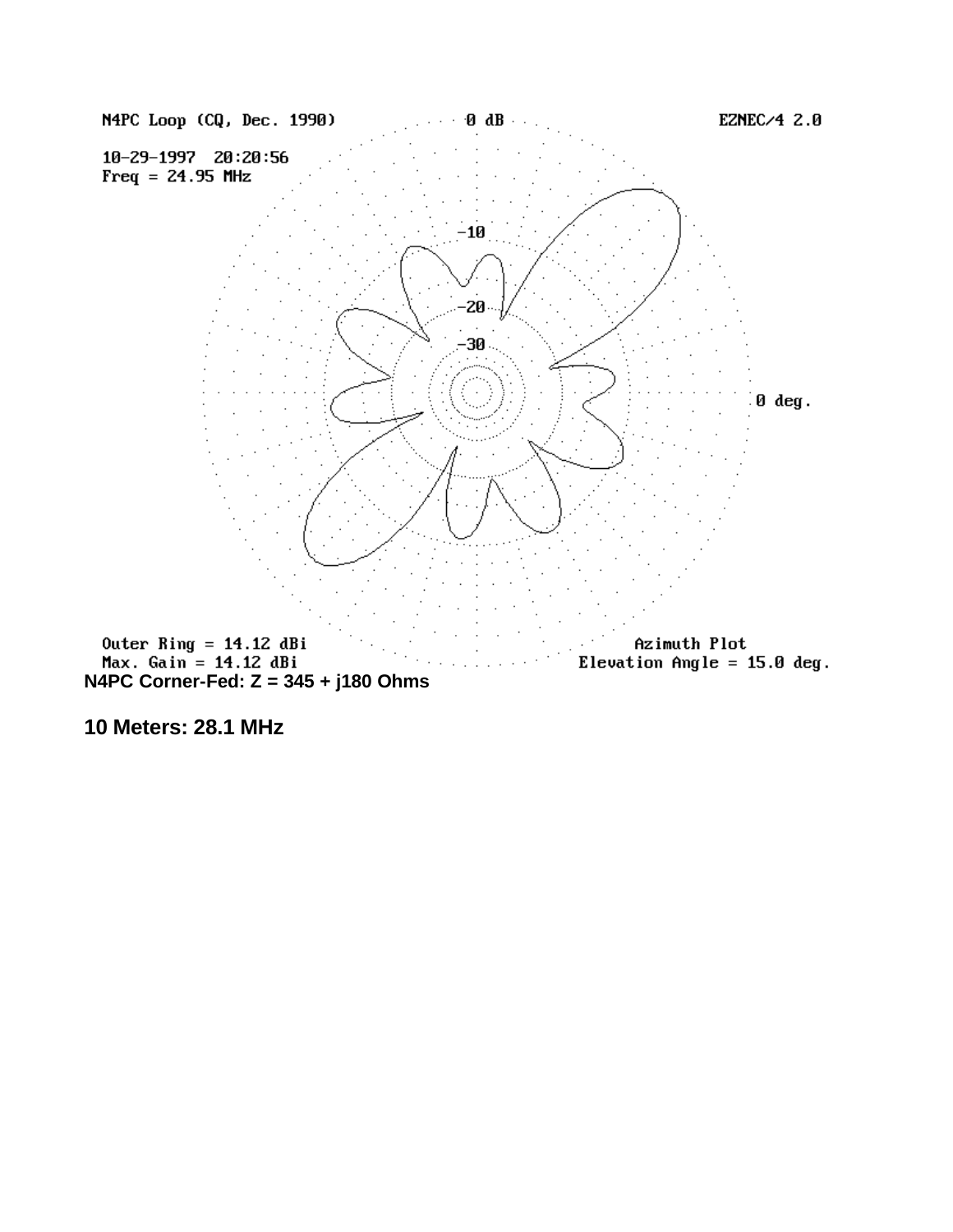N4PC Loop (CQ, Dec. 1990)

0 dB

EZNEC/4 2.0

10-29-1997 20:20:56

Freq = 24.95 MHz

-10

-20

-30

0 deg.

Outer Ring = 14.12 dBi

Max. Gain = 14.12 dBi

Azimuth Plot

Elevation Angle = 15.0 deg.

**N4PC Corner-Fed: Z = 345 + j180 Ohms**

**10 Meters: 28.1 MHz**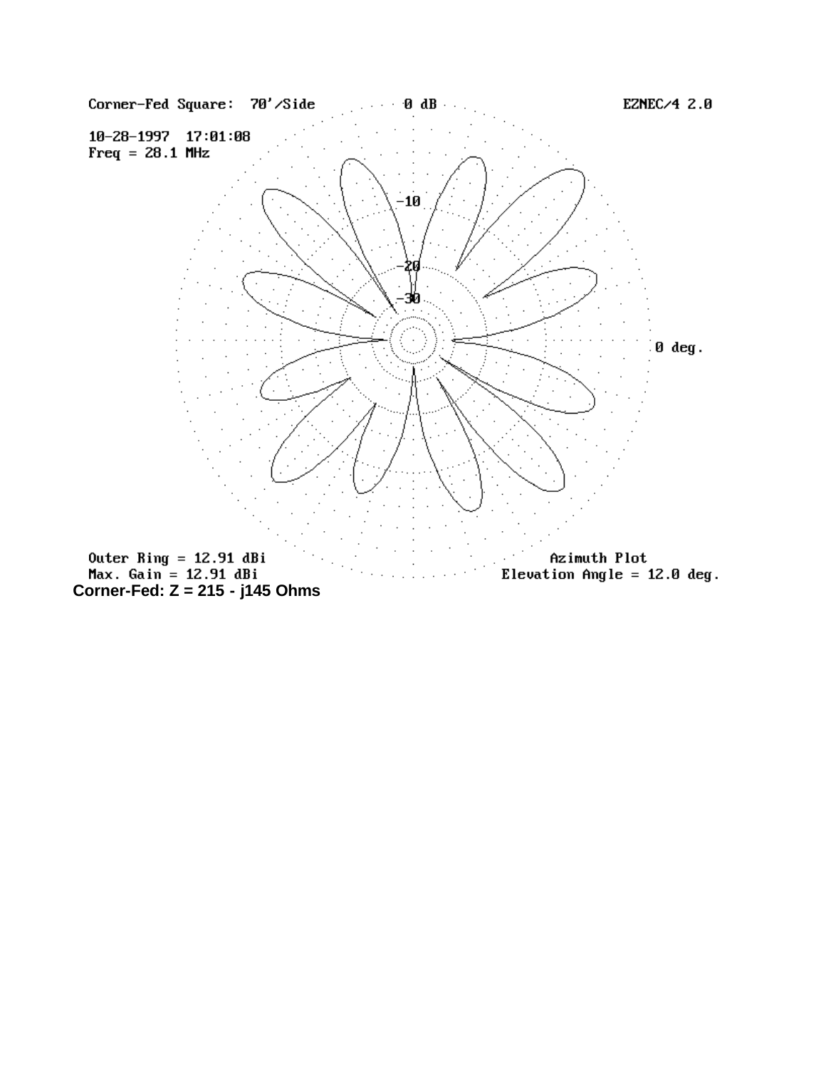Corner-Fed Square: 70'/Side

10-28-1997 17:01:08

Freq = 28.1 MHz

EZNEC/4 2.0

0 dB

-10

-20

-30

0 deg.

Outer Ring = 12.91 dBi

Max. Gain = 12.91 dBi

Azimuth Plot

Elevation Angle = 12.0 deg.

**Corner-Fed: Z = 215 - j145 Ohms**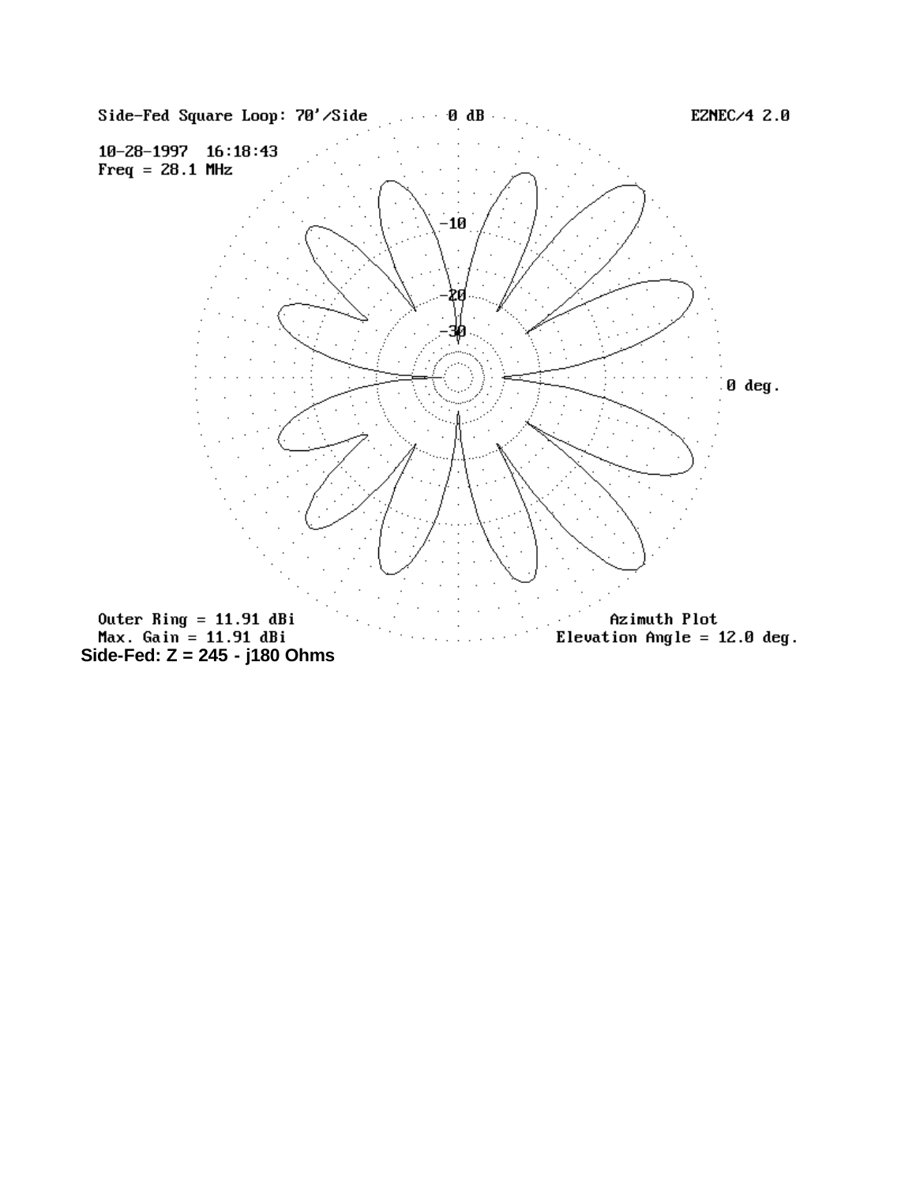Side-Fed Square Loop: 70'/Side

EZNEC/4 2.0

10-28-1997 16:18:43

Freq = 28.1 MHz

0 dB

-10

-20

-30

0 deg.

Outer Ring = 11.91 dBi

Max. Gain = 11.91 dBi

Azimuth Plot

Elevation Angle = 12.0 deg.

**Side-Fed: Z = 245 - j180 Ohms**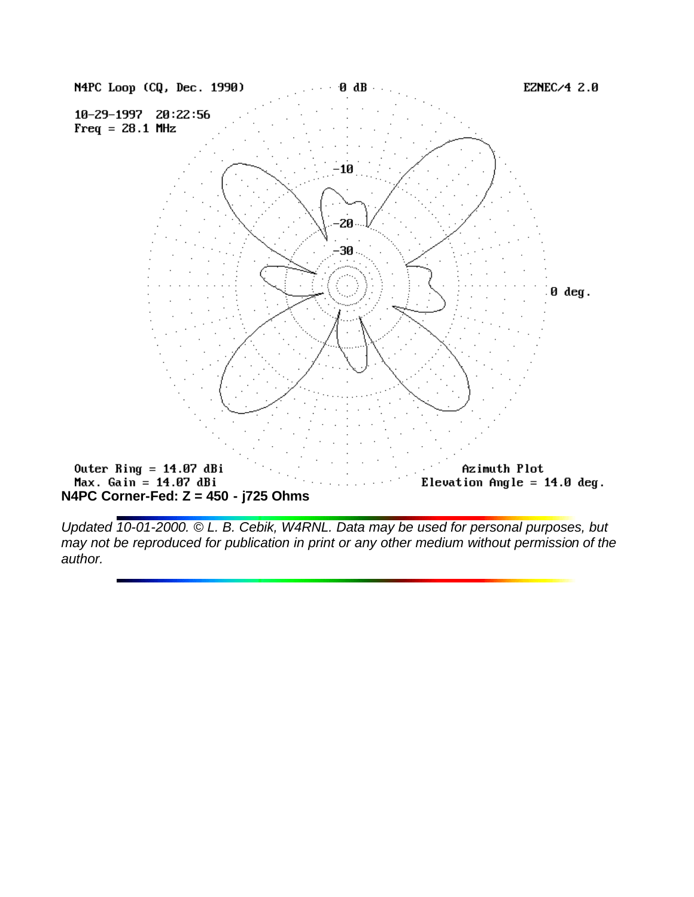N4PC Loop (CQ, Dec. 1990)

0 dB

EZNEC/4 2.0

10-29-1997 20:22:56

Freq = 28.1 MHz

-10

-20

-30

0 deg.

Outer Ring = 14.07 dBi

Max. Gain = 14.07 dBi

Azimuth Plot

Elevation Angle = 14.0 deg.

**N4PC Corner-Fed: Z = 450 - j725 Ohms**

---

*Updated 10-01-2000. © L. B. Cebik, W4RNL. Data may be used for personal purposes, but may not be reproduced for publication in print or any other medium without permission of the author.*

---